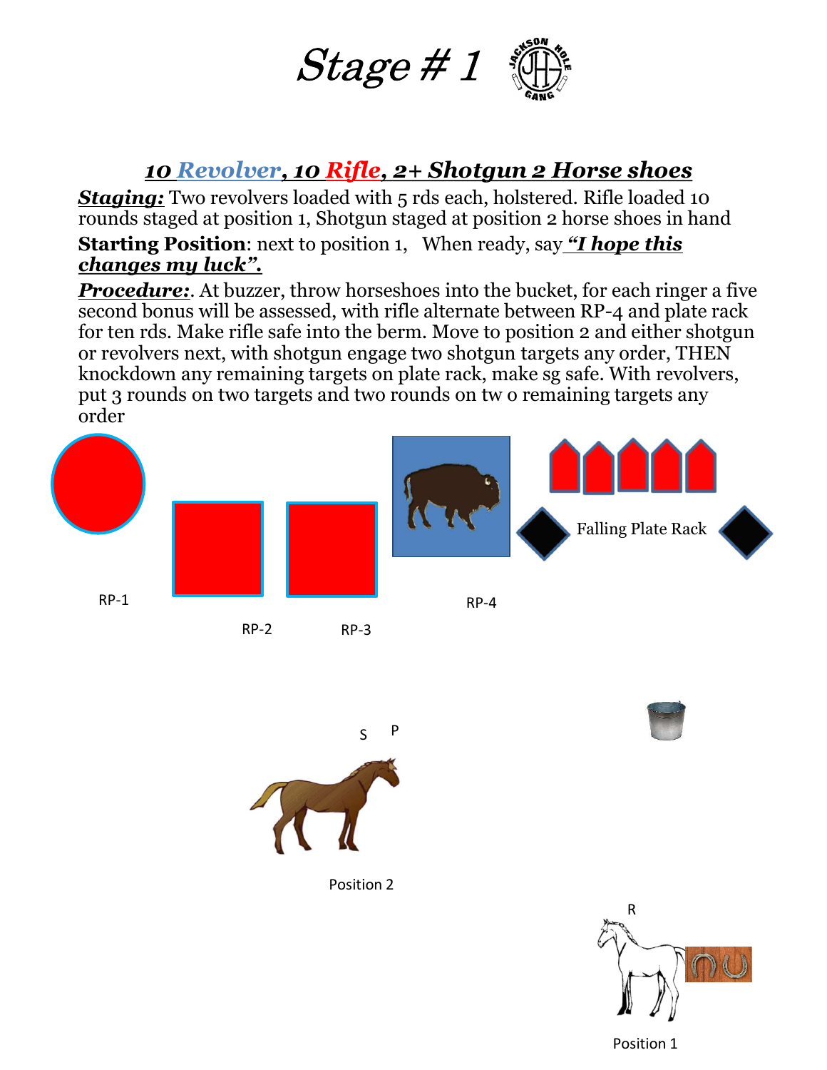# *Stage # 1*

## ***10 Revolver, 10 Rifle, 2+ Shotgun 2 Horse shoes***

***Staging:*** Two revolvers loaded with 5 rds each, holstered. Rifle loaded 10 rounds staged at position 1, Shotgun staged at position 2 horse shoes in hand

**Starting Position**: next to position 1, When ready, say ***"I hope this changes my luck".***

***Procedure:***. At buzzer, throw horseshoes into the bucket, for each ringer a five second bonus will be assessed, with rifle alternate between RP-4 and plate rack for ten rds. Make rifle safe into the berm. Move to position 2 and either shotgun or revolvers next, with shotgun engage two shotgun targets any order, THEN knockdown any remaining targets on plate rack, make sg safe. With revolvers, put 3 rounds on two targets and two rounds on tw o remaining targets any order

Falling Plate Rack

RP-1

RP-2

RP-3

RP-4

S P

Position 2

R

Position 1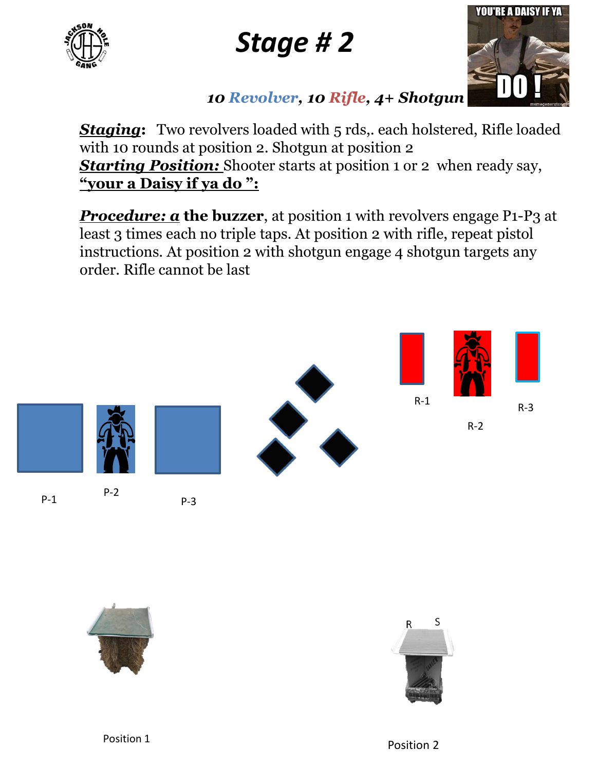# Stage # 2

YOU'RE A DAISY IF YA DO !

***10 Revolver, 10 Rifle, 4+ Shotgun***

***Staging*:** Two revolvers loaded with 5 rds,. each holstered, Rifle loaded with 10 rounds at position 2. Shotgun at position 2
***Starting Position:*** Shooter starts at position 1 or 2 when ready say, **"your a Daisy if ya do ":**

***Procedure: a* the buzzer**, at position 1 with revolvers engage P1-P3 at least 3 times each no triple taps. At position 2 with rifle, repeat pistol instructions. At position 2 with shotgun engage 4 shotgun targets any order. Rifle cannot be last

R-1 R-2 R-3

P-1 P-2 P-3

R S

Position 1

Position 2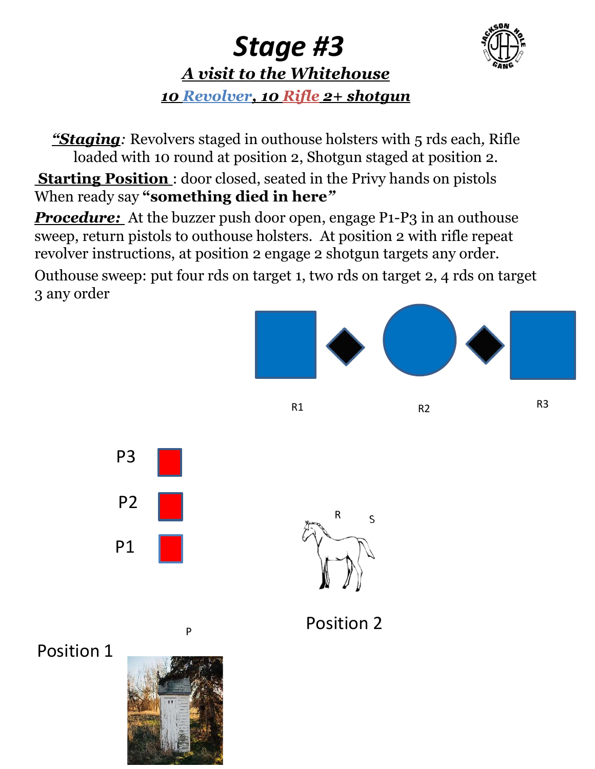# Stage #3

## *A visit to the Whitehouse*

***10 Revolver, 10 Rifle 2+ shotgun***

***"Staging**:* Revolvers staged in outhouse holsters with 5 rds each, Rifle loaded with 10 round at position 2, Shotgun staged at position 2.

**Starting Position** : door closed, seated in the Privy hands on pistols When ready say **"something died in here"**

***Procedure:*** At the buzzer push door open, engage P1-P3 in an outhouse sweep, return pistols to outhouse holsters. At position 2 with rifle repeat revolver instructions, at position 2 engage 2 shotgun targets any order.

Outhouse sweep: put four rds on target 1, two rds on target 2, 4 rds on target 3 any order

R1 R2 R3

P3

P2

P1

R S

Position 2

P

Position 1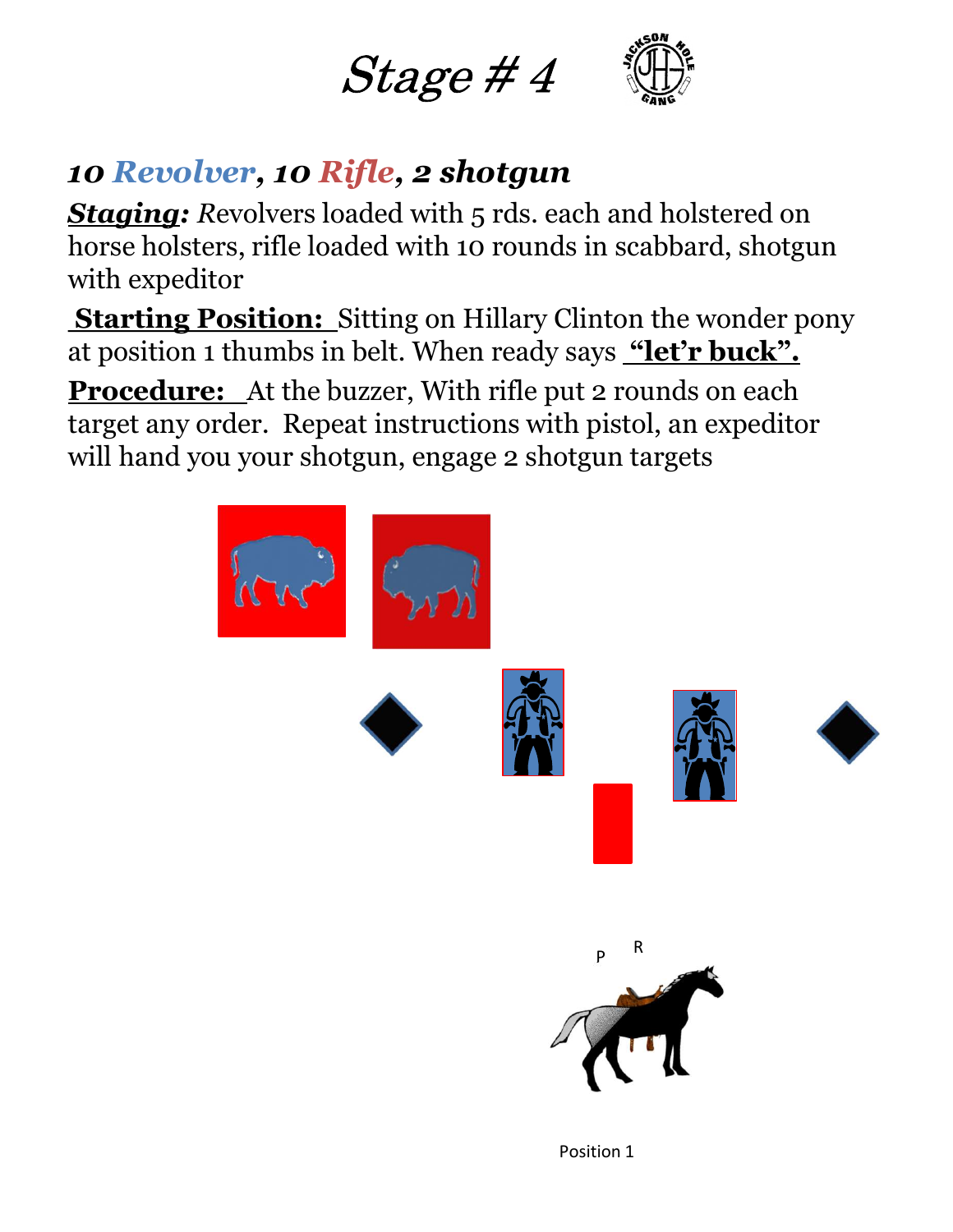# *Stage # 4*

## ***10 Revolver, 10 Rifle, 2 shotgun***

***Staging:*** Revolvers loaded with 5 rds. each and holstered on horse holsters, rifle loaded with 10 rounds in scabbard, shotgun with expeditor

**Starting Position:** Sitting on Hillary Clinton the wonder pony at position 1 thumbs in belt. When ready says **"let'r buck".**

**Procedure:** At the buzzer, With rifle put 2 rounds on each target any order. Repeat instructions with pistol, an expeditor will hand you your shotgun, engage 2 shotgun targets

P R

Position 1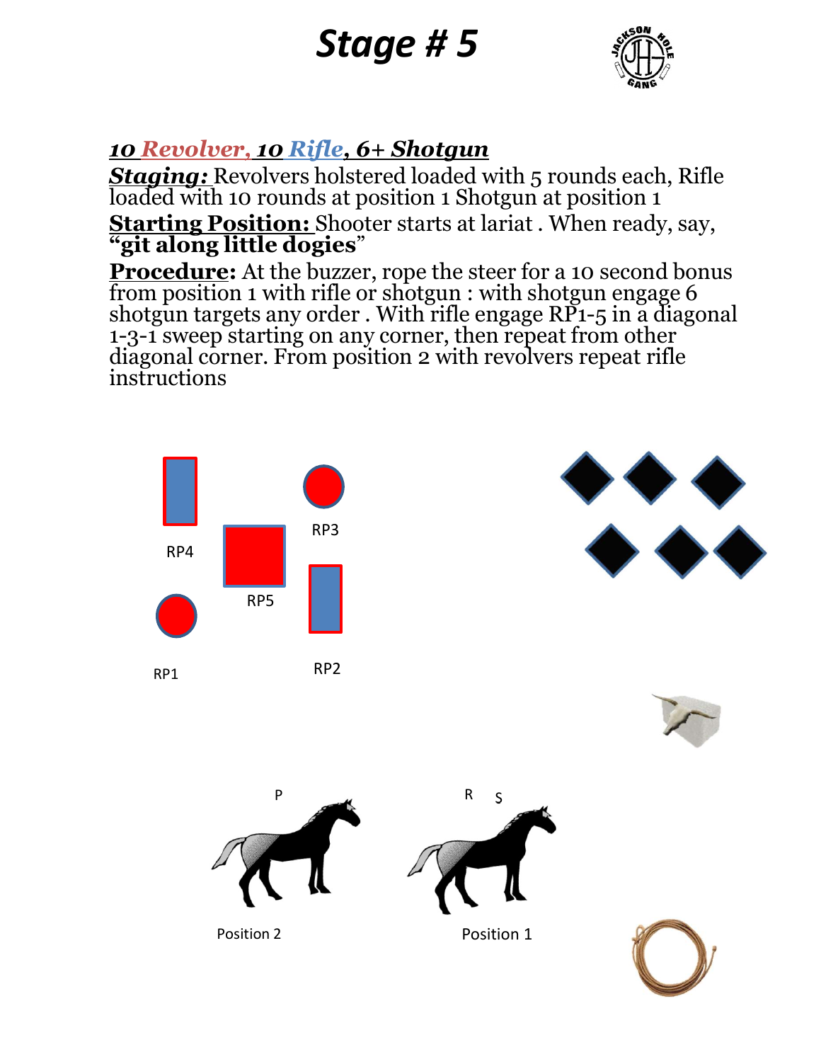# Stage # 5

***10 Revolver, 10 Rifle, 6+ Shotgun***

***Staging:*** Revolvers holstered loaded with 5 rounds each, Rifle loaded with 10 rounds at position 1 Shotgun at position 1

**Starting Position:** Shooter starts at lariat . When ready, say, **"git along little dogies**"

**Procedure:** At the buzzer, rope the steer for a 10 second bonus from position 1 with rifle or shotgun : with shotgun engage 6 shotgun targets any order . With rifle engage RP1-5 in a diagonal 1-3-1 sweep starting on any corner, then repeat from other diagonal corner. From position 2 with revolvers repeat rifle instructions

RP4

RP3

RP5

RP1

RP2

P

R S

Position 2

Position 1